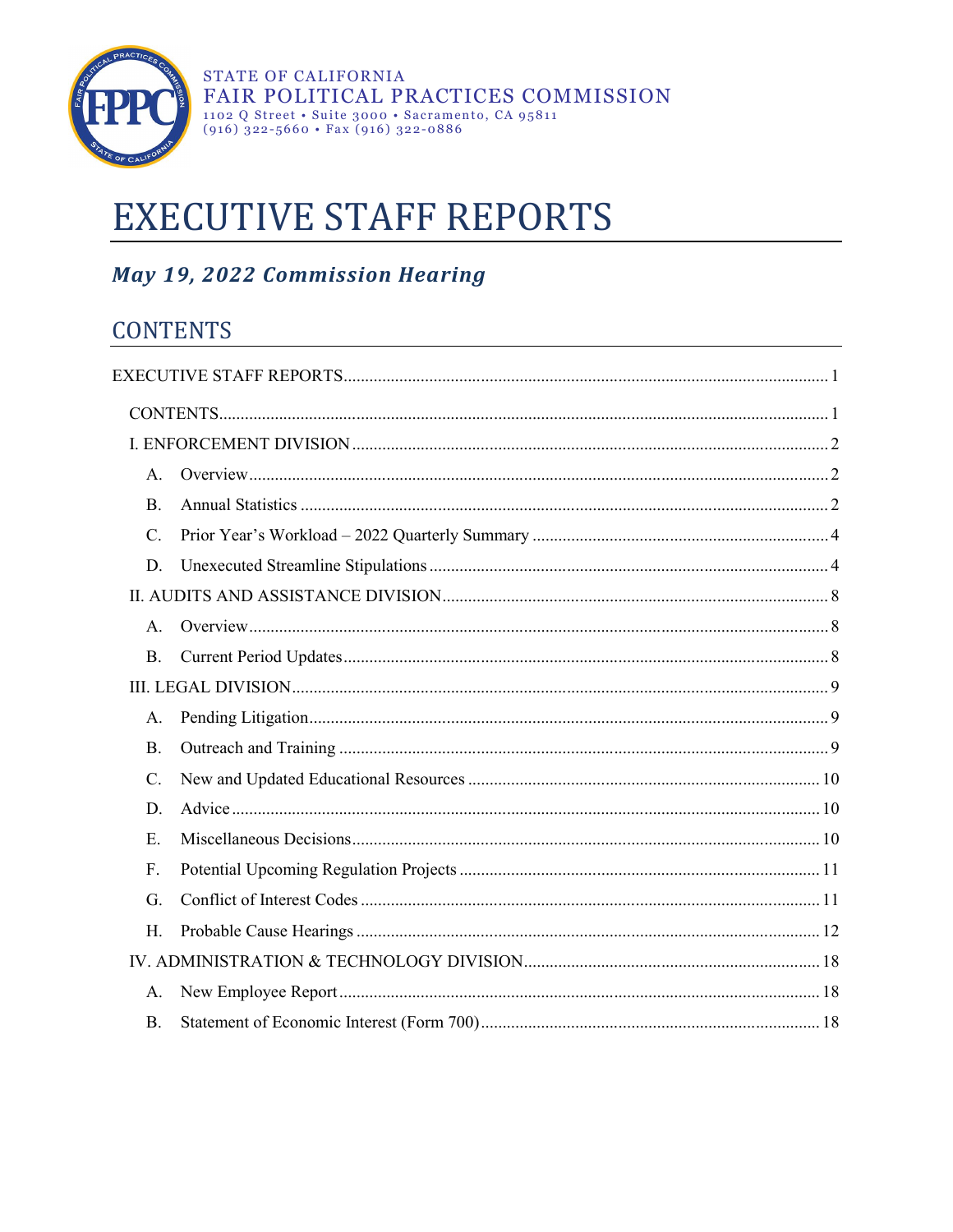STATE OF CALIFORNIA
FAIR POLITICAL PRACTICES COMMISSION
1102 Q Street • Suite 3000 • Sacramento, CA 95811
(916) 322-5660 • Fax (916) 322-0886

# EXECUTIVE STAFF REPORTS

## *May 19, 2022 Commission Hearing*

## CONTENTS

EXECUTIVE STAFF REPORTS ........ 1

- CONTENTS ........ 1
- I. ENFORCEMENT DIVISION ........ 2
  - A. Overview ........ 2
  - B. Annual Statistics ........ 2
  - C. Prior Year's Workload – 2022 Quarterly Summary ........ 4
  - D. Unexecuted Streamline Stipulations ........ 4
- II. AUDITS AND ASSISTANCE DIVISION ........ 8
  - A. Overview ........ 8
  - B. Current Period Updates ........ 8
- III. LEGAL DIVISION ........ 9
  - A. Pending Litigation ........ 9
  - B. Outreach and Training ........ 9
  - C. New and Updated Educational Resources ........ 10
  - D. Advice ........ 10
  - E. Miscellaneous Decisions ........ 10
  - F. Potential Upcoming Regulation Projects ........ 11
  - G. Conflict of Interest Codes ........ 11
  - H. Probable Cause Hearings ........ 12
- IV. ADMINISTRATION & TECHNOLOGY DIVISION ........ 18
  - A. New Employee Report ........ 18
  - B. Statement of Economic Interest (Form 700) ........ 18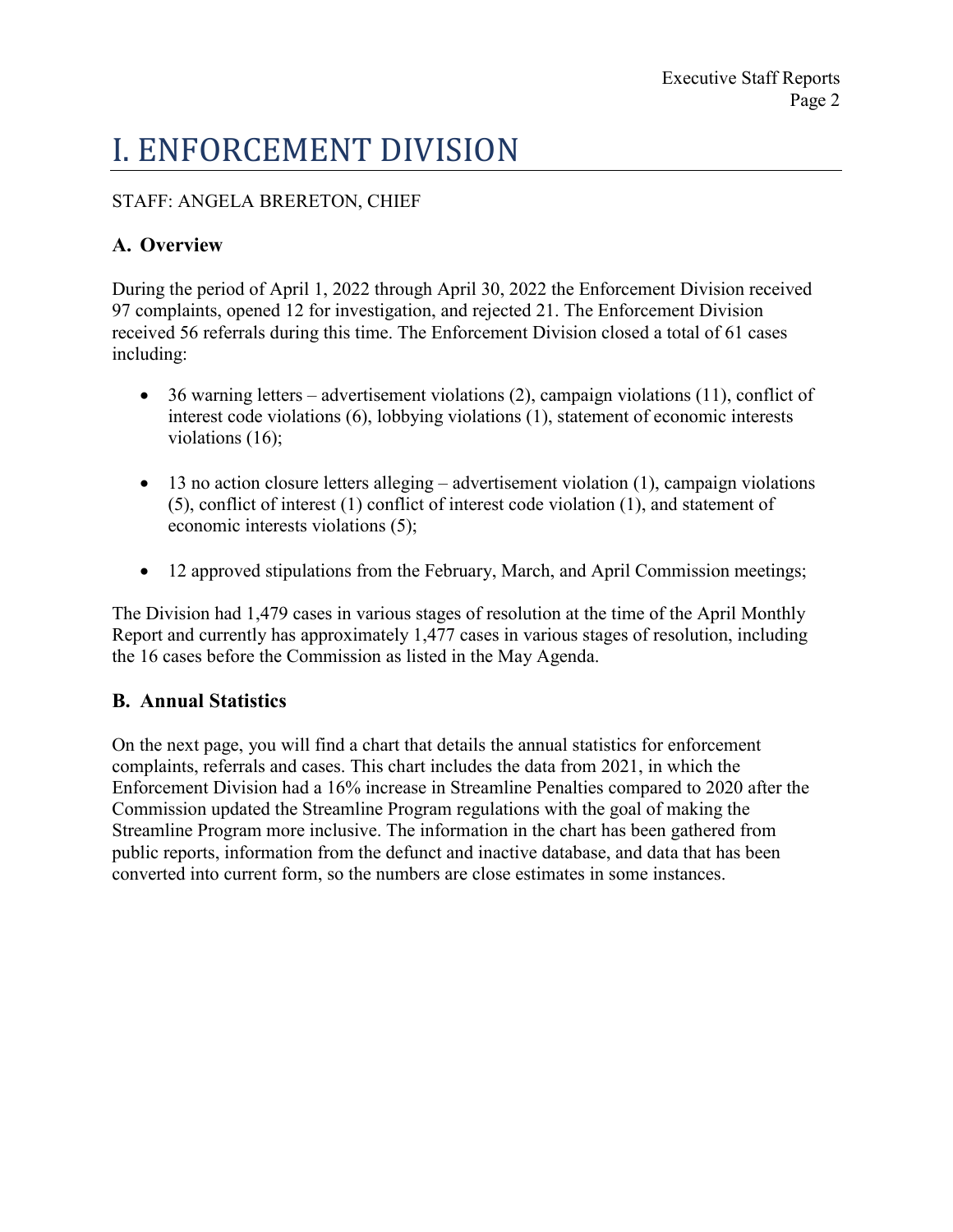# I. ENFORCEMENT DIVISION

STAFF: ANGELA BRERETON, CHIEF

### A. Overview

During the period of April 1, 2022 through April 30, 2022 the Enforcement Division received 97 complaints, opened 12 for investigation, and rejected 21. The Enforcement Division received 56 referrals during this time. The Enforcement Division closed a total of 61 cases including:

- 36 warning letters – advertisement violations (2), campaign violations (11), conflict of interest code violations (6), lobbying violations (1), statement of economic interests violations (16);

- 13 no action closure letters alleging – advertisement violation (1), campaign violations (5), conflict of interest (1) conflict of interest code violation (1), and statement of economic interests violations (5);

- 12 approved stipulations from the February, March, and April Commission meetings;

The Division had 1,479 cases in various stages of resolution at the time of the April Monthly Report and currently has approximately 1,477 cases in various stages of resolution, including the 16 cases before the Commission as listed in the May Agenda.

### B. Annual Statistics

On the next page, you will find a chart that details the annual statistics for enforcement complaints, referrals and cases. This chart includes the data from 2021, in which the Enforcement Division had a 16% increase in Streamline Penalties compared to 2020 after the Commission updated the Streamline Program regulations with the goal of making the Streamline Program more inclusive. The information in the chart has been gathered from public reports, information from the defunct and inactive database, and data that has been converted into current form, so the numbers are close estimates in some instances.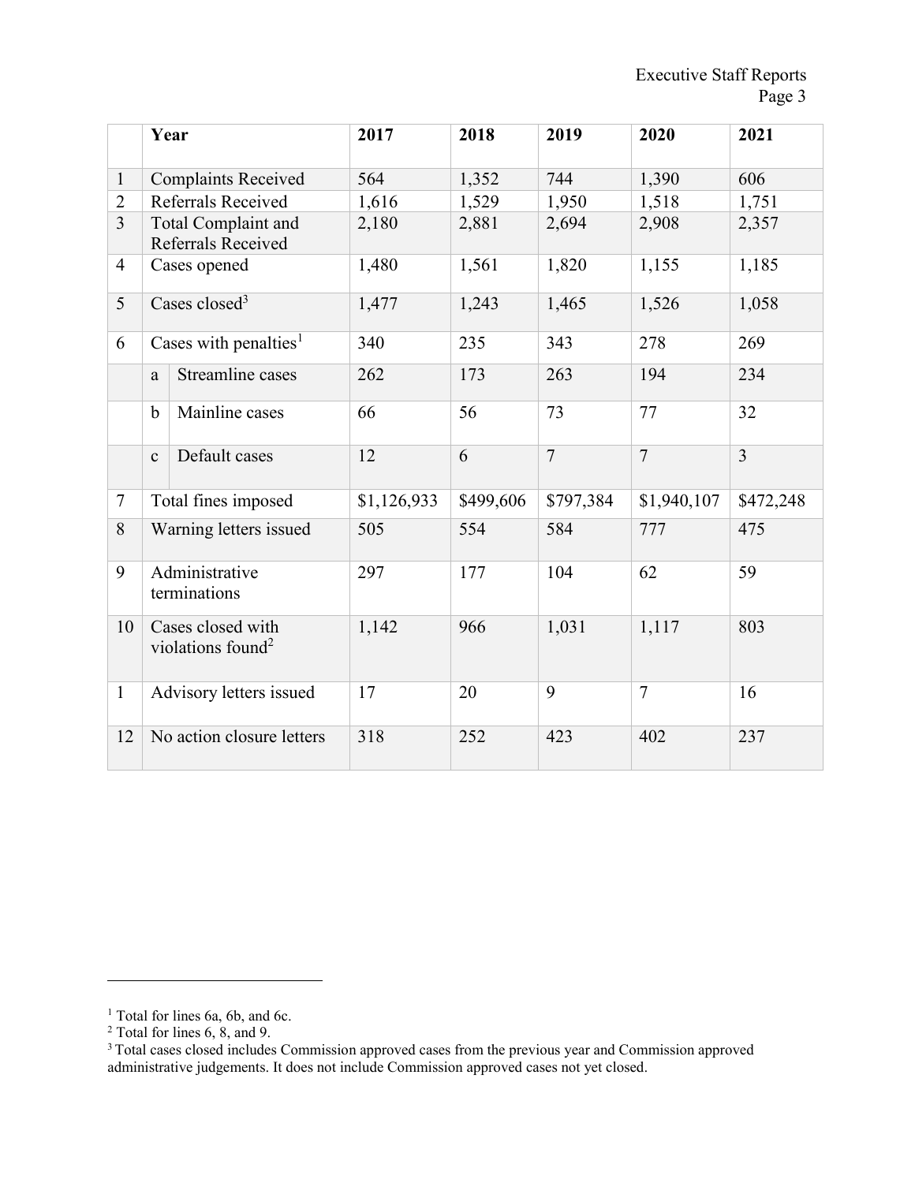|  | Year |  | 2017 | 2018 | 2019 | 2020 | 2021 |
|---|---|---|---|---|---|---|---|
| 1 | Complaints Received |  | 564 | 1,352 | 744 | 1,390 | 606 |
| 2 | Referrals Received |  | 1,616 | 1,529 | 1,950 | 1,518 | 1,751 |
| 3 | Total Complaint and Referrals Received |  | 2,180 | 2,881 | 2,694 | 2,908 | 2,357 |
| 4 | Cases opened |  | 1,480 | 1,561 | 1,820 | 1,155 | 1,185 |
| 5 | Cases closed[3] |  | 1,477 | 1,243 | 1,465 | 1,526 | 1,058 |
| 6 | Cases with penalties[1] |  | 340 | 235 | 343 | 278 | 269 |
|  | a | Streamline cases | 262 | 173 | 263 | 194 | 234 |
|  | b | Mainline cases | 66 | 56 | 73 | 77 | 32 |
|  | c | Default cases | 12 | 6 | 7 | 7 | 3 |
| 7 | Total fines imposed |  | $1,126,933 | $499,606 | $797,384 | $1,940,107 | $472,248 |
| 8 | Warning letters issued |  | 505 | 554 | 584 | 777 | 475 |
| 9 | Administrative terminations |  | 297 | 177 | 104 | 62 | 59 |
| 10 | Cases closed with violations found[2] |  | 1,142 | 966 | 1,031 | 1,117 | 803 |
| 1 | Advisory letters issued |  | 17 | 20 | 9 | 7 | 16 |
| 12 | No action closure letters |  | 318 | 252 | 423 | 402 | 237 |

[1] Total for lines 6a, 6b, and 6c.

[2] Total for lines 6, 8, and 9.

[3] Total cases closed includes Commission approved cases from the previous year and Commission approved administrative judgements. It does not include Commission approved cases not yet closed.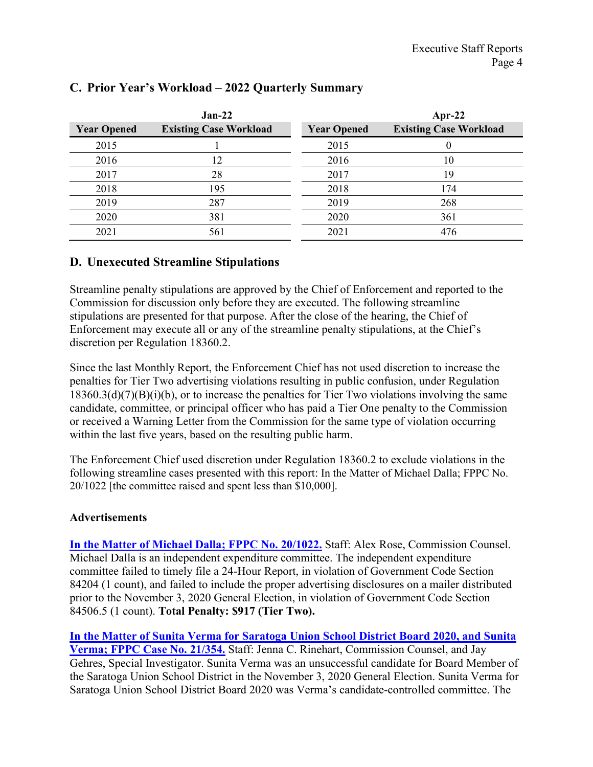## C. Prior Year's Workload – 2022 Quarterly Summary

| Jan-22 | | | Apr-22 | |
|---|---|---|---|---|
| **Year Opened** | **Existing Case Workload** | | **Year Opened** | **Existing Case Workload** |
| 2015 | 1 | | 2015 | 0 |
| 2016 | 12 | | 2016 | 10 |
| 2017 | 28 | | 2017 | 19 |
| 2018 | 195 | | 2018 | 174 |
| 2019 | 287 | | 2019 | 268 |
| 2020 | 381 | | 2020 | 361 |
| 2021 | 561 | | 2021 | 476 |

## D. Unexecuted Streamline Stipulations

Streamline penalty stipulations are approved by the Chief of Enforcement and reported to the Commission for discussion only before they are executed. The following streamline stipulations are presented for that purpose. After the close of the hearing, the Chief of Enforcement may execute all or any of the streamline penalty stipulations, at the Chief's discretion per Regulation 18360.2.

Since the last Monthly Report, the Enforcement Chief has not used discretion to increase the penalties for Tier Two advertising violations resulting in public confusion, under Regulation 18360.3(d)(7)(B)(i)(b), or to increase the penalties for Tier Two violations involving the same candidate, committee, or principal officer who has paid a Tier One penalty to the Commission or received a Warning Letter from the Commission for the same type of violation occurring within the last five years, based on the resulting public harm.

The Enforcement Chief used discretion under Regulation 18360.2 to exclude violations in the following streamline cases presented with this report: In the Matter of Michael Dalla; FPPC No. 20/1022 [the committee raised and spent less than $10,000].

**Advertisements**

**In the Matter of Michael Dalla; FPPC No. 20/1022.** Staff: Alex Rose, Commission Counsel. Michael Dalla is an independent expenditure committee. The independent expenditure committee failed to timely file a 24-Hour Report, in violation of Government Code Section 84204 (1 count), and failed to include the proper advertising disclosures on a mailer distributed prior to the November 3, 2020 General Election, in violation of Government Code Section 84506.5 (1 count). **Total Penalty: $917 (Tier Two).**

**In the Matter of Sunita Verma for Saratoga Union School District Board 2020, and Sunita Verma; FPPC Case No. 21/354.** Staff: Jenna C. Rinehart, Commission Counsel, and Jay Gehres, Special Investigator. Sunita Verma was an unsuccessful candidate for Board Member of the Saratoga Union School District in the November 3, 2020 General Election. Sunita Verma for Saratoga Union School District Board 2020 was Verma's candidate-controlled committee. The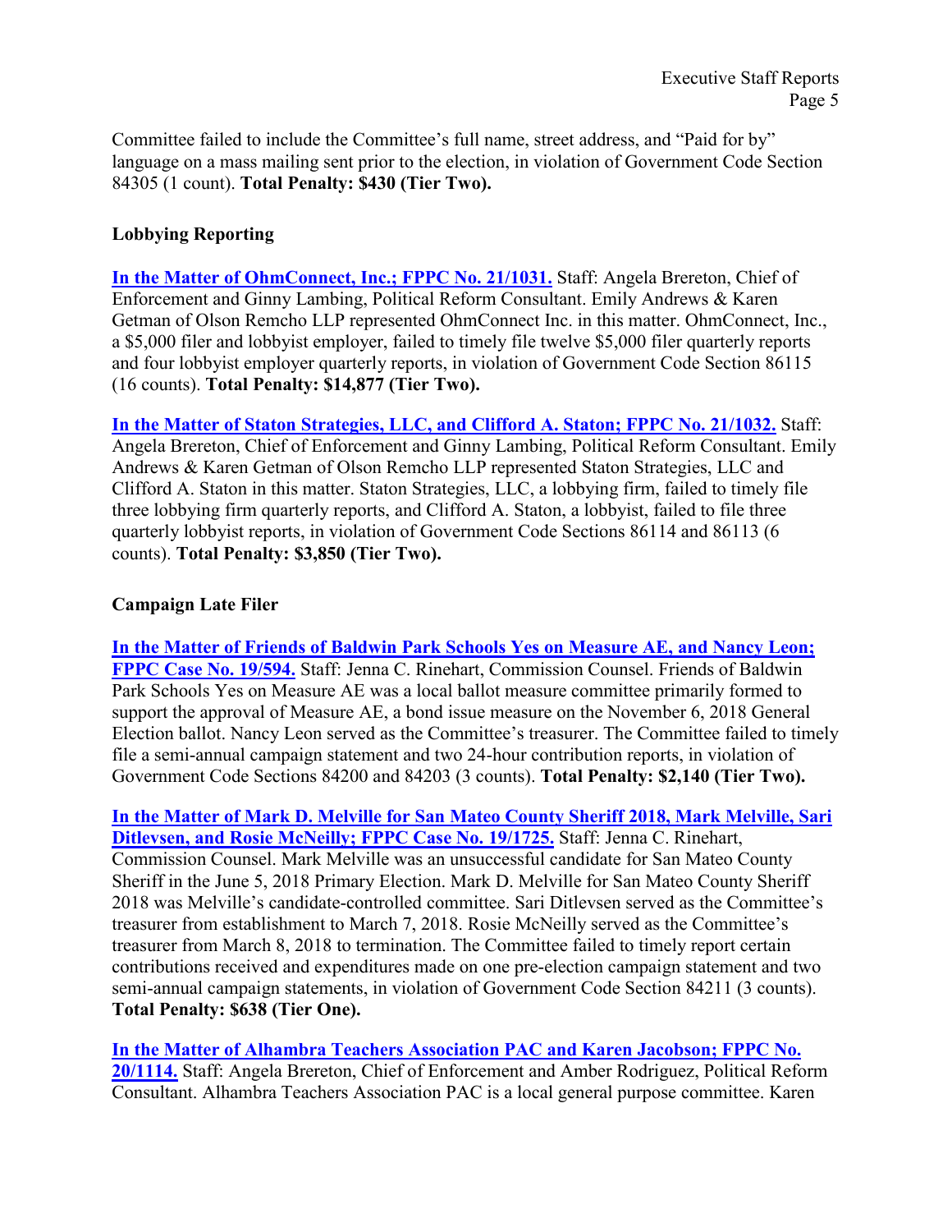Committee failed to include the Committee's full name, street address, and "Paid for by" language on a mass mailing sent prior to the election, in violation of Government Code Section 84305 (1 count). **Total Penalty: $430 (Tier Two).**

**Lobbying Reporting**

**In the Matter of OhmConnect, Inc.; FPPC No. 21/1031.** Staff: Angela Brereton, Chief of Enforcement and Ginny Lambing, Political Reform Consultant. Emily Andrews & Karen Getman of Olson Remcho LLP represented OhmConnect Inc. in this matter. OhmConnect, Inc., a $5,000 filer and lobbyist employer, failed to timely file twelve $5,000 filer quarterly reports and four lobbyist employer quarterly reports, in violation of Government Code Section 86115 (16 counts). **Total Penalty: $14,877 (Tier Two).**

**In the Matter of Staton Strategies, LLC, and Clifford A. Staton; FPPC No. 21/1032.** Staff: Angela Brereton, Chief of Enforcement and Ginny Lambing, Political Reform Consultant. Emily Andrews & Karen Getman of Olson Remcho LLP represented Staton Strategies, LLC and Clifford A. Staton in this matter. Staton Strategies, LLC, a lobbying firm, failed to timely file three lobbying firm quarterly reports, and Clifford A. Staton, a lobbyist, failed to file three quarterly lobbyist reports, in violation of Government Code Sections 86114 and 86113 (6 counts). **Total Penalty: $3,850 (Tier Two).**

**Campaign Late Filer**

**In the Matter of Friends of Baldwin Park Schools Yes on Measure AE, and Nancy Leon; FPPC Case No. 19/594.** Staff: Jenna C. Rinehart, Commission Counsel. Friends of Baldwin Park Schools Yes on Measure AE was a local ballot measure committee primarily formed to support the approval of Measure AE, a bond issue measure on the November 6, 2018 General Election ballot. Nancy Leon served as the Committee's treasurer. The Committee failed to timely file a semi-annual campaign statement and two 24-hour contribution reports, in violation of Government Code Sections 84200 and 84203 (3 counts). **Total Penalty: $2,140 (Tier Two).**

**In the Matter of Mark D. Melville for San Mateo County Sheriff 2018, Mark Melville, Sari Ditlevsen, and Rosie McNeilly; FPPC Case No. 19/1725.** Staff: Jenna C. Rinehart, Commission Counsel. Mark Melville was an unsuccessful candidate for San Mateo County Sheriff in the June 5, 2018 Primary Election. Mark D. Melville for San Mateo County Sheriff 2018 was Melville's candidate-controlled committee. Sari Ditlevsen served as the Committee's treasurer from establishment to March 7, 2018. Rosie McNeilly served as the Committee's treasurer from March 8, 2018 to termination. The Committee failed to timely report certain contributions received and expenditures made on one pre-election campaign statement and two semi-annual campaign statements, in violation of Government Code Section 84211 (3 counts). **Total Penalty: $638 (Tier One).**

**In the Matter of Alhambra Teachers Association PAC and Karen Jacobson; FPPC No. 20/1114.** Staff: Angela Brereton, Chief of Enforcement and Amber Rodriguez, Political Reform Consultant. Alhambra Teachers Association PAC is a local general purpose committee. Karen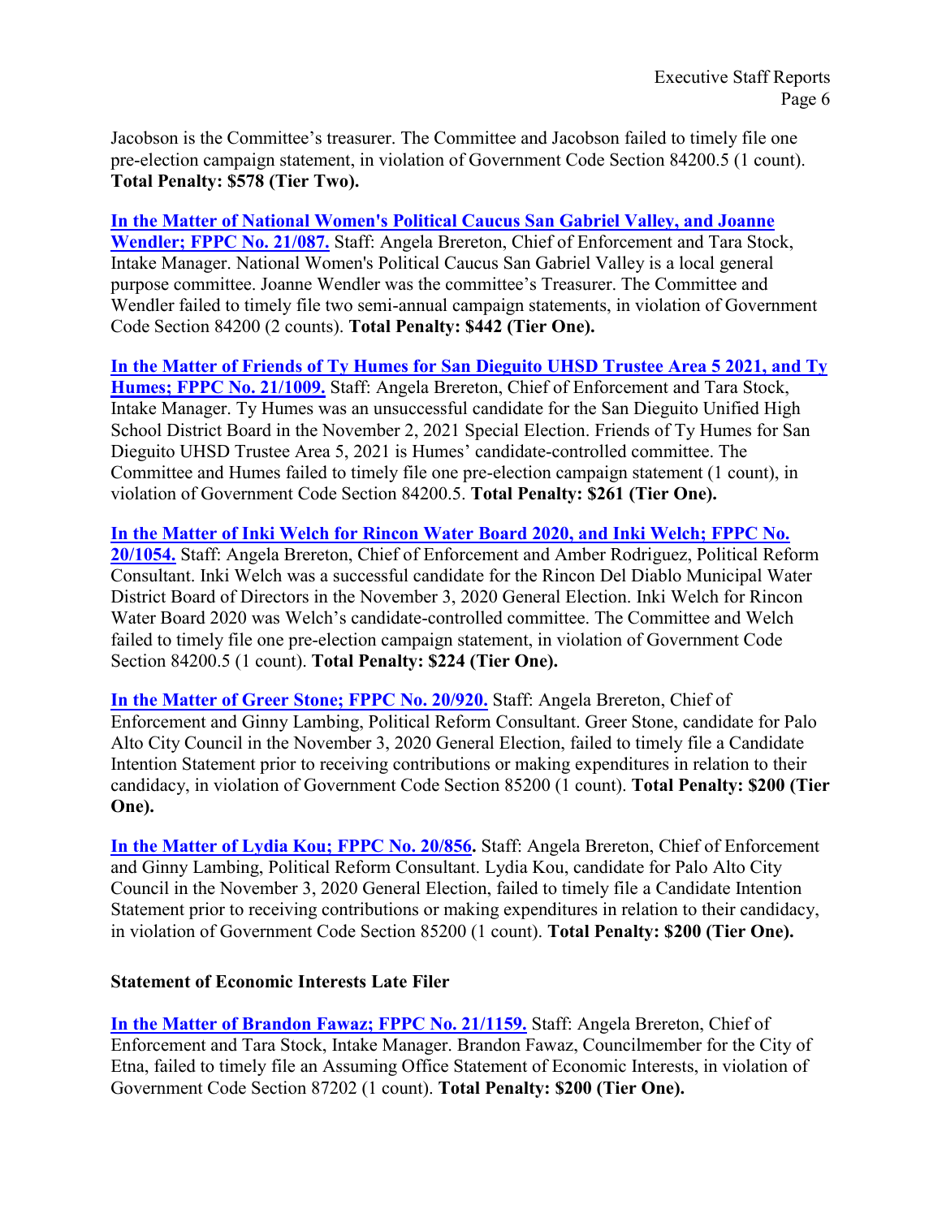Jacobson is the Committee's treasurer. The Committee and Jacobson failed to timely file one pre-election campaign statement, in violation of Government Code Section 84200.5 (1 count). **Total Penalty: $578 (Tier Two).**

**In the Matter of National Women's Political Caucus San Gabriel Valley, and Joanne Wendler; FPPC No. 21/087.** Staff: Angela Brereton, Chief of Enforcement and Tara Stock, Intake Manager. National Women's Political Caucus San Gabriel Valley is a local general purpose committee. Joanne Wendler was the committee's Treasurer. The Committee and Wendler failed to timely file two semi-annual campaign statements, in violation of Government Code Section 84200 (2 counts). **Total Penalty: $442 (Tier One).**

**In the Matter of Friends of Ty Humes for San Dieguito UHSD Trustee Area 5 2021, and Ty Humes; FPPC No. 21/1009.** Staff: Angela Brereton, Chief of Enforcement and Tara Stock, Intake Manager. Ty Humes was an unsuccessful candidate for the San Dieguito Unified High School District Board in the November 2, 2021 Special Election. Friends of Ty Humes for San Dieguito UHSD Trustee Area 5, 2021 is Humes' candidate-controlled committee. The Committee and Humes failed to timely file one pre-election campaign statement (1 count), in violation of Government Code Section 84200.5. **Total Penalty: $261 (Tier One).**

**In the Matter of Inki Welch for Rincon Water Board 2020, and Inki Welch; FPPC No. 20/1054.** Staff: Angela Brereton, Chief of Enforcement and Amber Rodriguez, Political Reform Consultant. Inki Welch was a successful candidate for the Rincon Del Diablo Municipal Water District Board of Directors in the November 3, 2020 General Election. Inki Welch for Rincon Water Board 2020 was Welch's candidate-controlled committee. The Committee and Welch failed to timely file one pre-election campaign statement, in violation of Government Code Section 84200.5 (1 count). **Total Penalty: $224 (Tier One).**

**In the Matter of Greer Stone; FPPC No. 20/920.** Staff: Angela Brereton, Chief of Enforcement and Ginny Lambing, Political Reform Consultant. Greer Stone, candidate for Palo Alto City Council in the November 3, 2020 General Election, failed to timely file a Candidate Intention Statement prior to receiving contributions or making expenditures in relation to their candidacy, in violation of Government Code Section 85200 (1 count). **Total Penalty: $200 (Tier One).**

**In the Matter of Lydia Kou; FPPC No. 20/856.** Staff: Angela Brereton, Chief of Enforcement and Ginny Lambing, Political Reform Consultant. Lydia Kou, candidate for Palo Alto City Council in the November 3, 2020 General Election, failed to timely file a Candidate Intention Statement prior to receiving contributions or making expenditures in relation to their candidacy, in violation of Government Code Section 85200 (1 count). **Total Penalty: $200 (Tier One).**

**Statement of Economic Interests Late Filer**

**In the Matter of Brandon Fawaz; FPPC No. 21/1159.** Staff: Angela Brereton, Chief of Enforcement and Tara Stock, Intake Manager. Brandon Fawaz, Councilmember for the City of Etna, failed to timely file an Assuming Office Statement of Economic Interests, in violation of Government Code Section 87202 (1 count). **Total Penalty: $200 (Tier One).**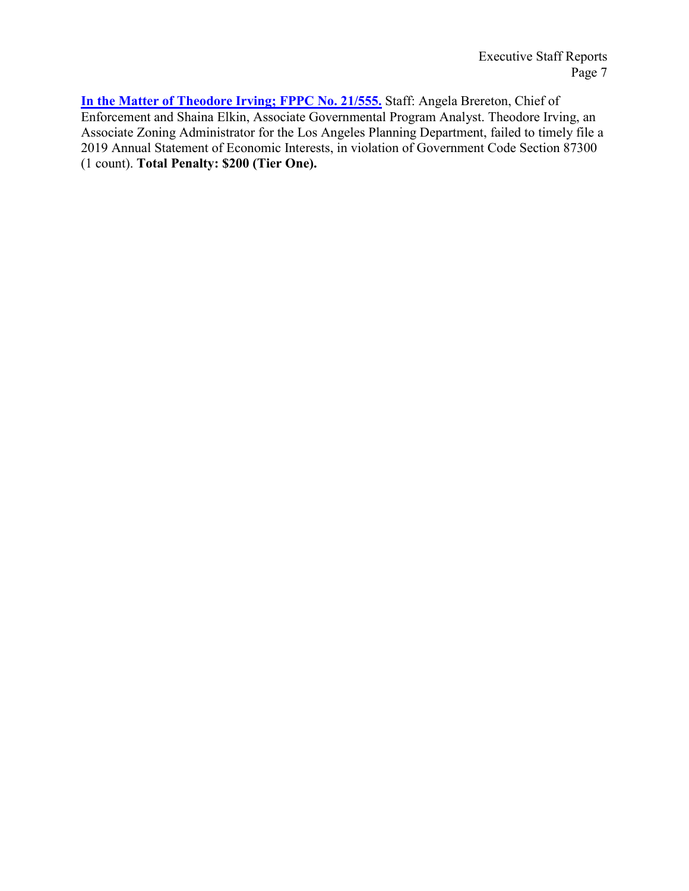**In the Matter of Theodore Irving; FPPC No. 21/555.** Staff: Angela Brereton, Chief of Enforcement and Shaina Elkin, Associate Governmental Program Analyst. Theodore Irving, an Associate Zoning Administrator for the Los Angeles Planning Department, failed to timely file a 2019 Annual Statement of Economic Interests, in violation of Government Code Section 87300 (1 count). **Total Penalty: $200 (Tier One).**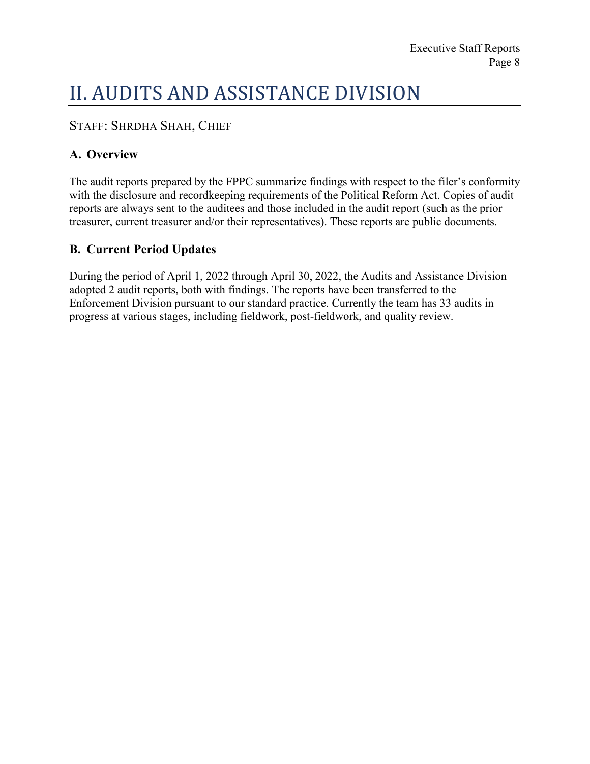# II. AUDITS AND ASSISTANCE DIVISION

STAFF: SHRDHA SHAH, CHIEF

### A. Overview

The audit reports prepared by the FPPC summarize findings with respect to the filer's conformity with the disclosure and recordkeeping requirements of the Political Reform Act. Copies of audit reports are always sent to the auditees and those included in the audit report (such as the prior treasurer, current treasurer and/or their representatives). These reports are public documents.

### B. Current Period Updates

During the period of April 1, 2022 through April 30, 2022, the Audits and Assistance Division adopted 2 audit reports, both with findings. The reports have been transferred to the Enforcement Division pursuant to our standard practice. Currently the team has 33 audits in progress at various stages, including fieldwork, post-fieldwork, and quality review.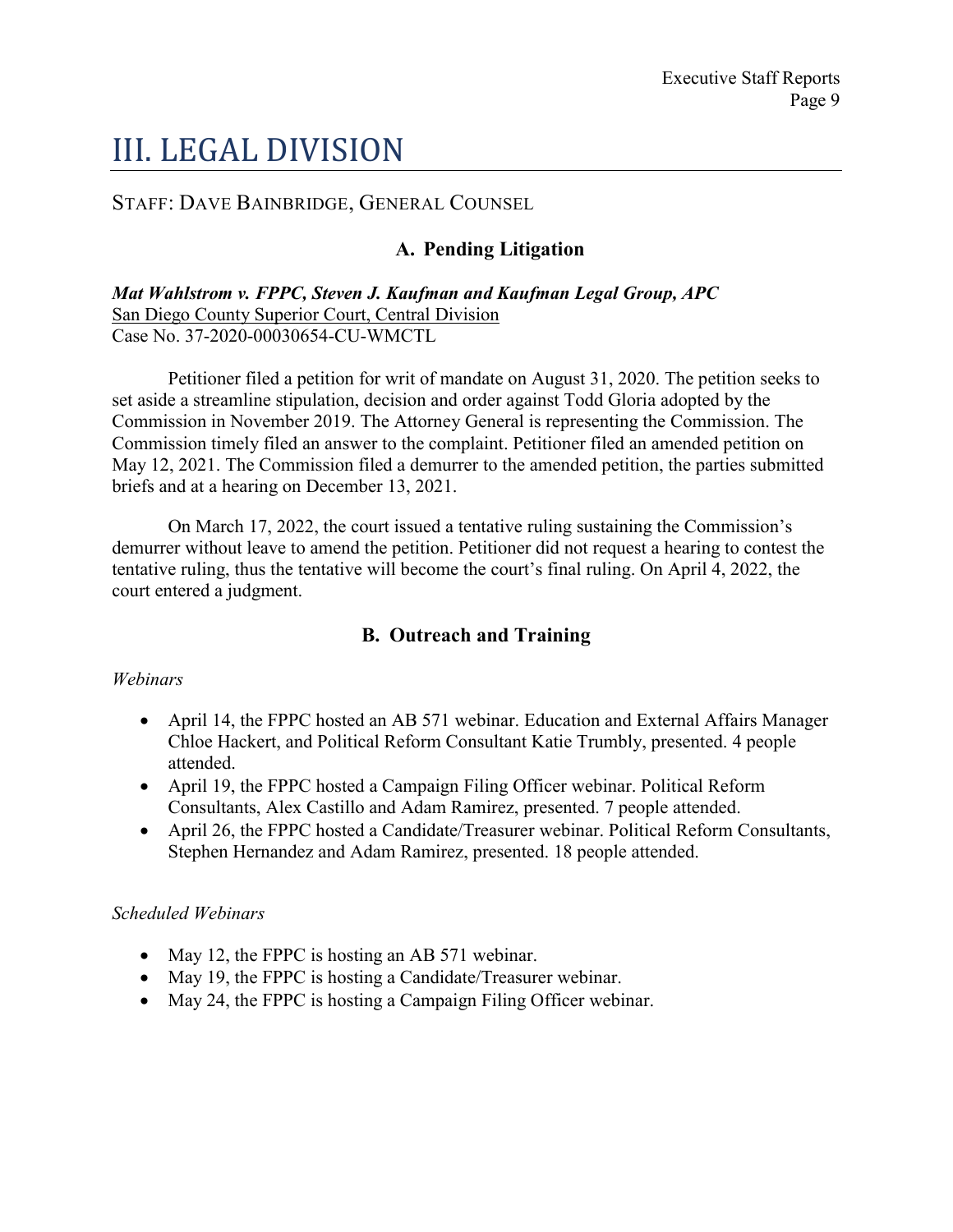# III. LEGAL DIVISION

STAFF: DAVE BAINBRIDGE, GENERAL COUNSEL

### A. Pending Litigation

***Mat Wahlstrom v. FPPC, Steven J. Kaufman and Kaufman Legal Group, APC***
San Diego County Superior Court, Central Division
Case No. 37-2020-00030654-CU-WMCTL

Petitioner filed a petition for writ of mandate on August 31, 2020. The petition seeks to set aside a streamline stipulation, decision and order against Todd Gloria adopted by the Commission in November 2019. The Attorney General is representing the Commission. The Commission timely filed an answer to the complaint. Petitioner filed an amended petition on May 12, 2021. The Commission filed a demurrer to the amended petition, the parties submitted briefs and at a hearing on December 13, 2021.

On March 17, 2022, the court issued a tentative ruling sustaining the Commission's demurrer without leave to amend the petition. Petitioner did not request a hearing to contest the tentative ruling, thus the tentative will become the court's final ruling. On April 4, 2022, the court entered a judgment.

### B. Outreach and Training

*Webinars*

- April 14, the FPPC hosted an AB 571 webinar. Education and External Affairs Manager Chloe Hackert, and Political Reform Consultant Katie Trumbly, presented. 4 people attended.
- April 19, the FPPC hosted a Campaign Filing Officer webinar. Political Reform Consultants, Alex Castillo and Adam Ramirez, presented. 7 people attended.
- April 26, the FPPC hosted a Candidate/Treasurer webinar. Political Reform Consultants, Stephen Hernandez and Adam Ramirez, presented. 18 people attended.

*Scheduled Webinars*

- May 12, the FPPC is hosting an AB 571 webinar.
- May 19, the FPPC is hosting a Candidate/Treasurer webinar.
- May 24, the FPPC is hosting a Campaign Filing Officer webinar.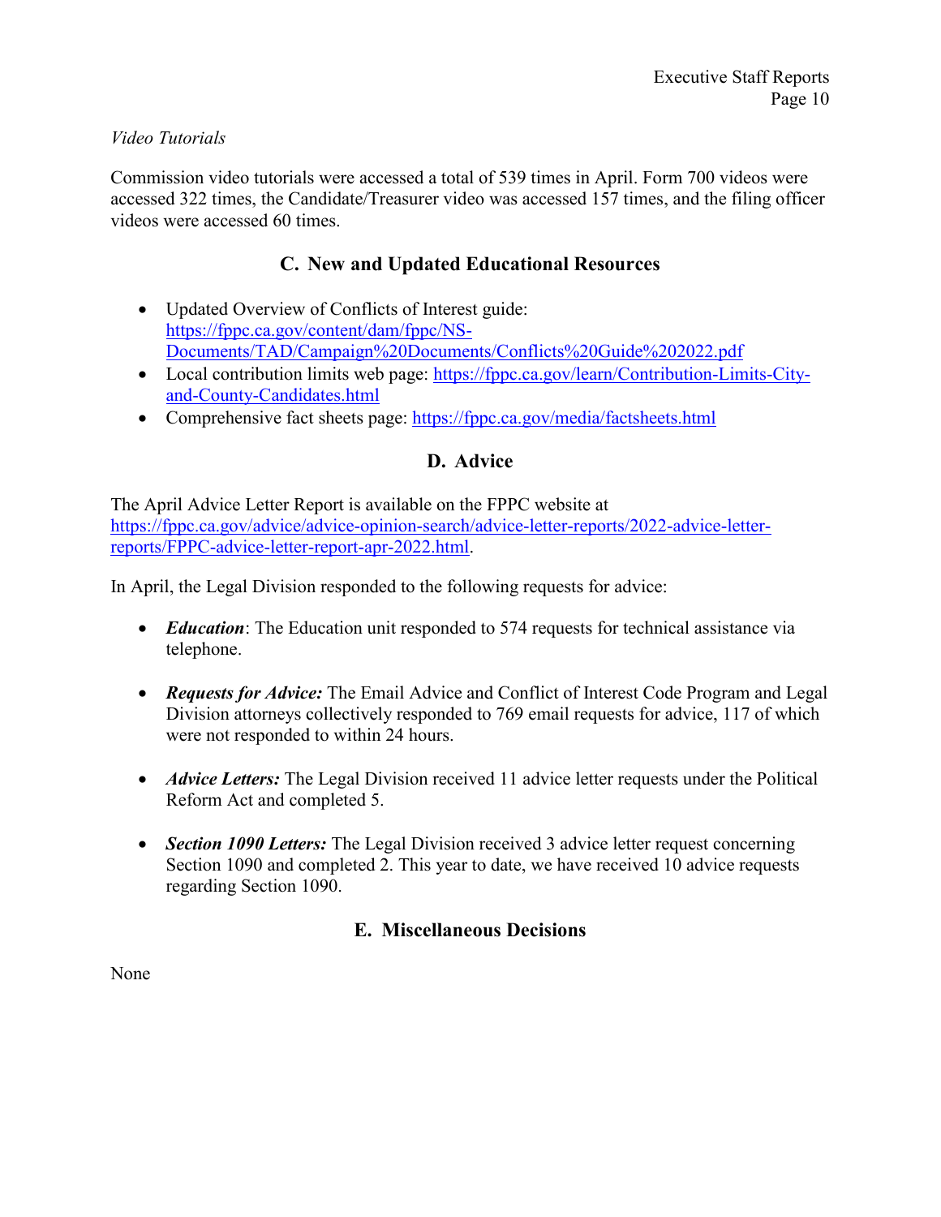*Video Tutorials*

Commission video tutorials were accessed a total of 539 times in April. Form 700 videos were accessed 322 times, the Candidate/Treasurer video was accessed 157 times, and the filing officer videos were accessed 60 times.

## C. New and Updated Educational Resources

- Updated Overview of Conflicts of Interest guide: [https://fppc.ca.gov/content/dam/fppc/NS-Documents/TAD/Campaign%20Documents/Conflicts%20Guide%202022.pdf](https://fppc.ca.gov/content/dam/fppc/NS-Documents/TAD/Campaign%20Documents/Conflicts%20Guide%202022.pdf)
- Local contribution limits web page: [https://fppc.ca.gov/learn/Contribution-Limits-City-and-County-Candidates.html](https://fppc.ca.gov/learn/Contribution-Limits-City-and-County-Candidates.html)
- Comprehensive fact sheets page: [https://fppc.ca.gov/media/factsheets.html](https://fppc.ca.gov/media/factsheets.html)

## D. Advice

The April Advice Letter Report is available on the FPPC website at [https://fppc.ca.gov/advice/advice-opinion-search/advice-letter-reports/2022-advice-letter-reports/FPPC-advice-letter-report-apr-2022.html](https://fppc.ca.gov/advice/advice-opinion-search/advice-letter-reports/2022-advice-letter-reports/FPPC-advice-letter-report-apr-2022.html).

In April, the Legal Division responded to the following requests for advice:

- ***Education***: The Education unit responded to 574 requests for technical assistance via telephone.

- ***Requests for Advice:*** The Email Advice and Conflict of Interest Code Program and Legal Division attorneys collectively responded to 769 email requests for advice, 117 of which were not responded to within 24 hours.

- ***Advice Letters:*** The Legal Division received 11 advice letter requests under the Political Reform Act and completed 5.

- ***Section 1090 Letters:*** The Legal Division received 3 advice letter request concerning Section 1090 and completed 2. This year to date, we have received 10 advice requests regarding Section 1090.

## E. Miscellaneous Decisions

None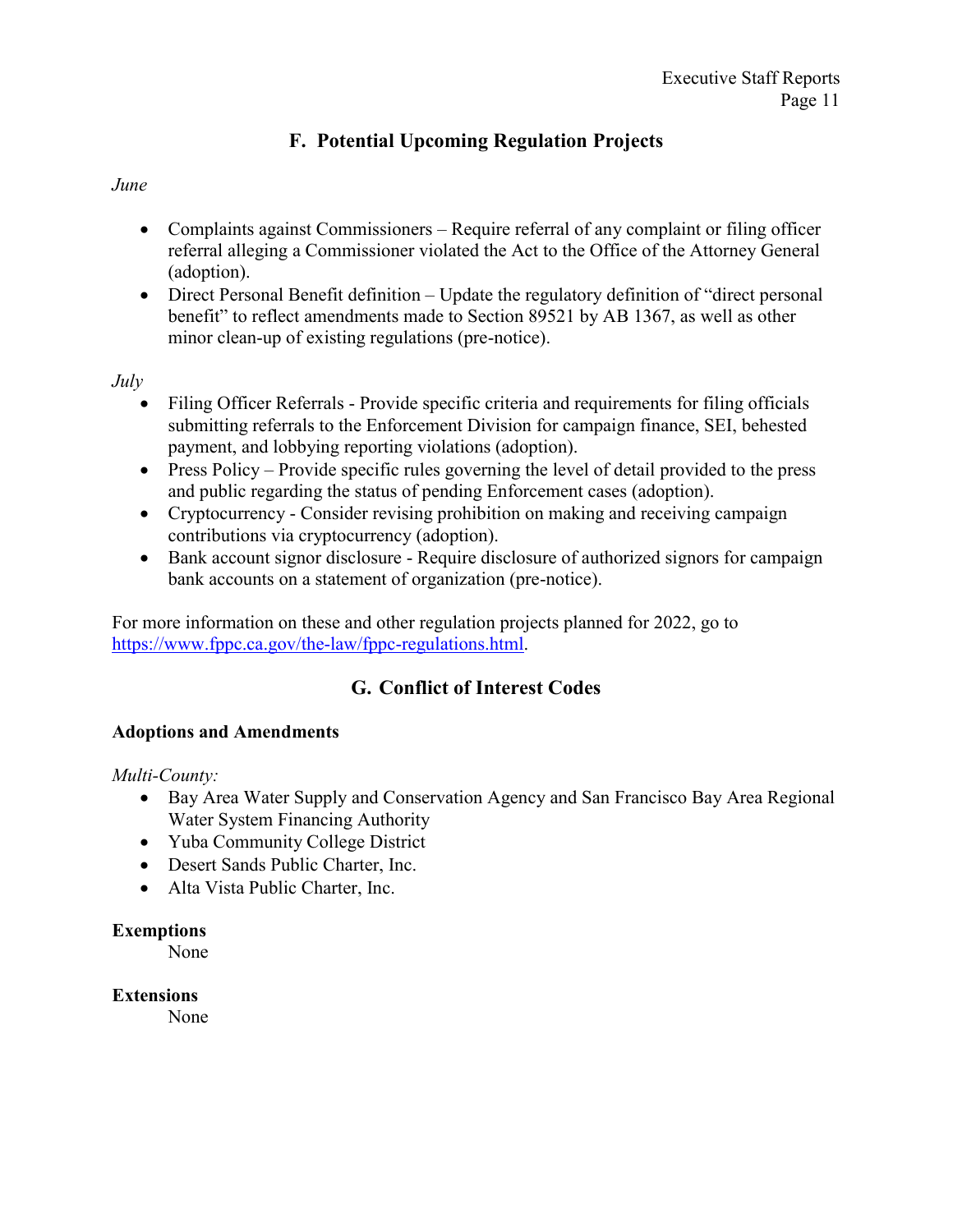## F. Potential Upcoming Regulation Projects

*June*

- Complaints against Commissioners – Require referral of any complaint or filing officer referral alleging a Commissioner violated the Act to the Office of the Attorney General (adoption).
- Direct Personal Benefit definition – Update the regulatory definition of "direct personal benefit" to reflect amendments made to Section 89521 by AB 1367, as well as other minor clean-up of existing regulations (pre-notice).

*July*

- Filing Officer Referrals - Provide specific criteria and requirements for filing officials submitting referrals to the Enforcement Division for campaign finance, SEI, behested payment, and lobbying reporting violations (adoption).
- Press Policy – Provide specific rules governing the level of detail provided to the press and public regarding the status of pending Enforcement cases (adoption).
- Cryptocurrency - Consider revising prohibition on making and receiving campaign contributions via cryptocurrency (adoption).
- Bank account signor disclosure - Require disclosure of authorized signors for campaign bank accounts on a statement of organization (pre-notice).

For more information on these and other regulation projects planned for 2022, go to https://www.fppc.ca.gov/the-law/fppc-regulations.html.

## G. Conflict of Interest Codes

**Adoptions and Amendments**

*Multi-County:*

- Bay Area Water Supply and Conservation Agency and San Francisco Bay Area Regional Water System Financing Authority
- Yuba Community College District
- Desert Sands Public Charter, Inc.
- Alta Vista Public Charter, Inc.

**Exemptions**

None

**Extensions**

None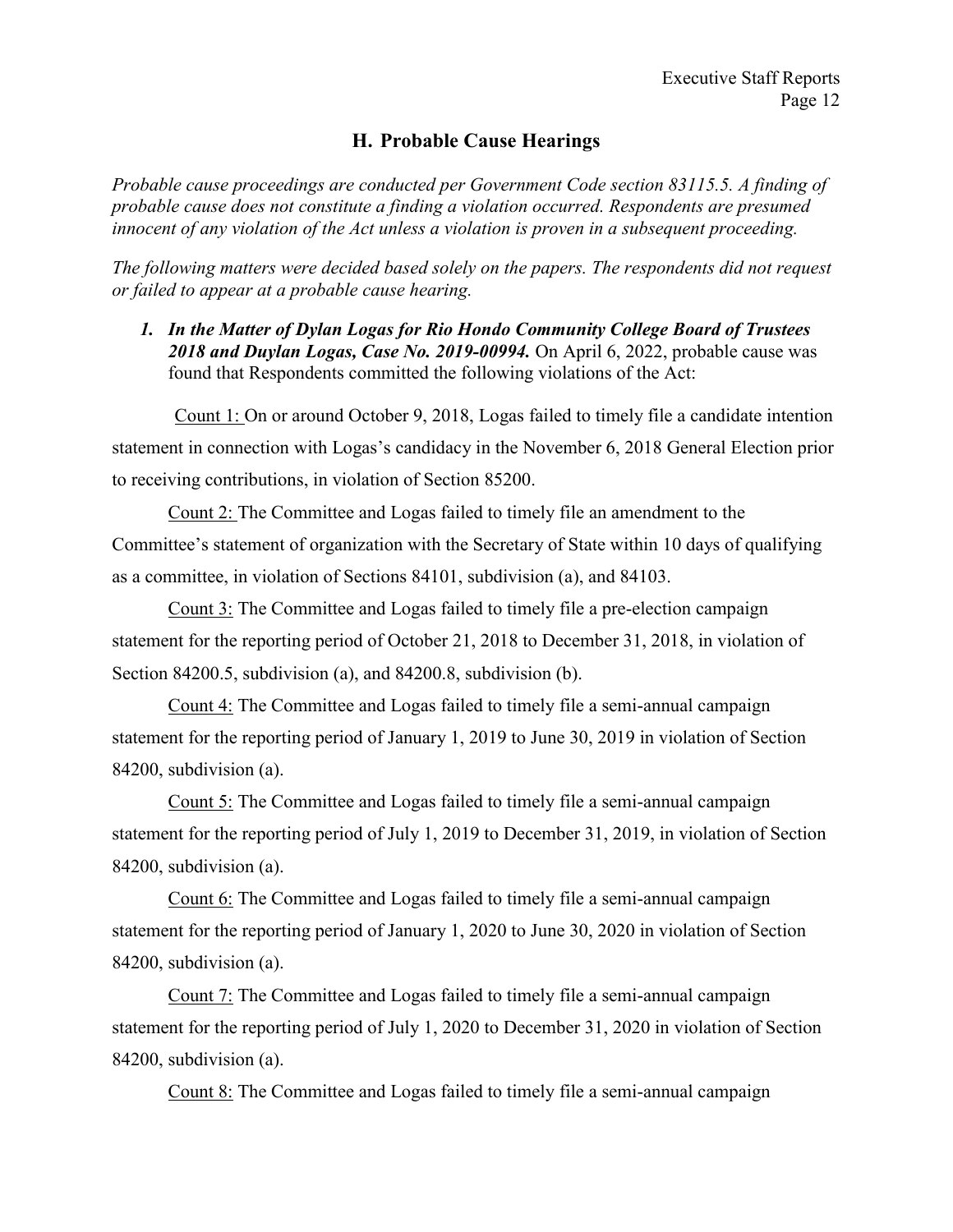## H. Probable Cause Hearings

*Probable cause proceedings are conducted per Government Code section 83115.5. A finding of probable cause does not constitute a finding a violation occurred. Respondents are presumed innocent of any violation of the Act unless a violation is proven in a subsequent proceeding.*

*The following matters were decided based solely on the papers. The respondents did not request or failed to appear at a probable cause hearing.*

1. ***In the Matter of Dylan Logas for Rio Hondo Community College Board of Trustees 2018 and Duylan Logas, Case No. 2019-00994.*** On April 6, 2022, probable cause was found that Respondents committed the following violations of the Act:

Count 1: On or around October 9, 2018, Logas failed to timely file a candidate intention statement in connection with Logas's candidacy in the November 6, 2018 General Election prior to receiving contributions, in violation of Section 85200.

Count 2: The Committee and Logas failed to timely file an amendment to the Committee's statement of organization with the Secretary of State within 10 days of qualifying as a committee, in violation of Sections 84101, subdivision (a), and 84103.

Count 3: The Committee and Logas failed to timely file a pre-election campaign statement for the reporting period of October 21, 2018 to December 31, 2018, in violation of Section 84200.5, subdivision (a), and 84200.8, subdivision (b).

Count 4: The Committee and Logas failed to timely file a semi-annual campaign statement for the reporting period of January 1, 2019 to June 30, 2019 in violation of Section 84200, subdivision (a).

Count 5: The Committee and Logas failed to timely file a semi-annual campaign statement for the reporting period of July 1, 2019 to December 31, 2019, in violation of Section 84200, subdivision (a).

Count 6: The Committee and Logas failed to timely file a semi-annual campaign statement for the reporting period of January 1, 2020 to June 30, 2020 in violation of Section 84200, subdivision (a).

Count 7: The Committee and Logas failed to timely file a semi-annual campaign statement for the reporting period of July 1, 2020 to December 31, 2020 in violation of Section 84200, subdivision (a).

Count 8: The Committee and Logas failed to timely file a semi-annual campaign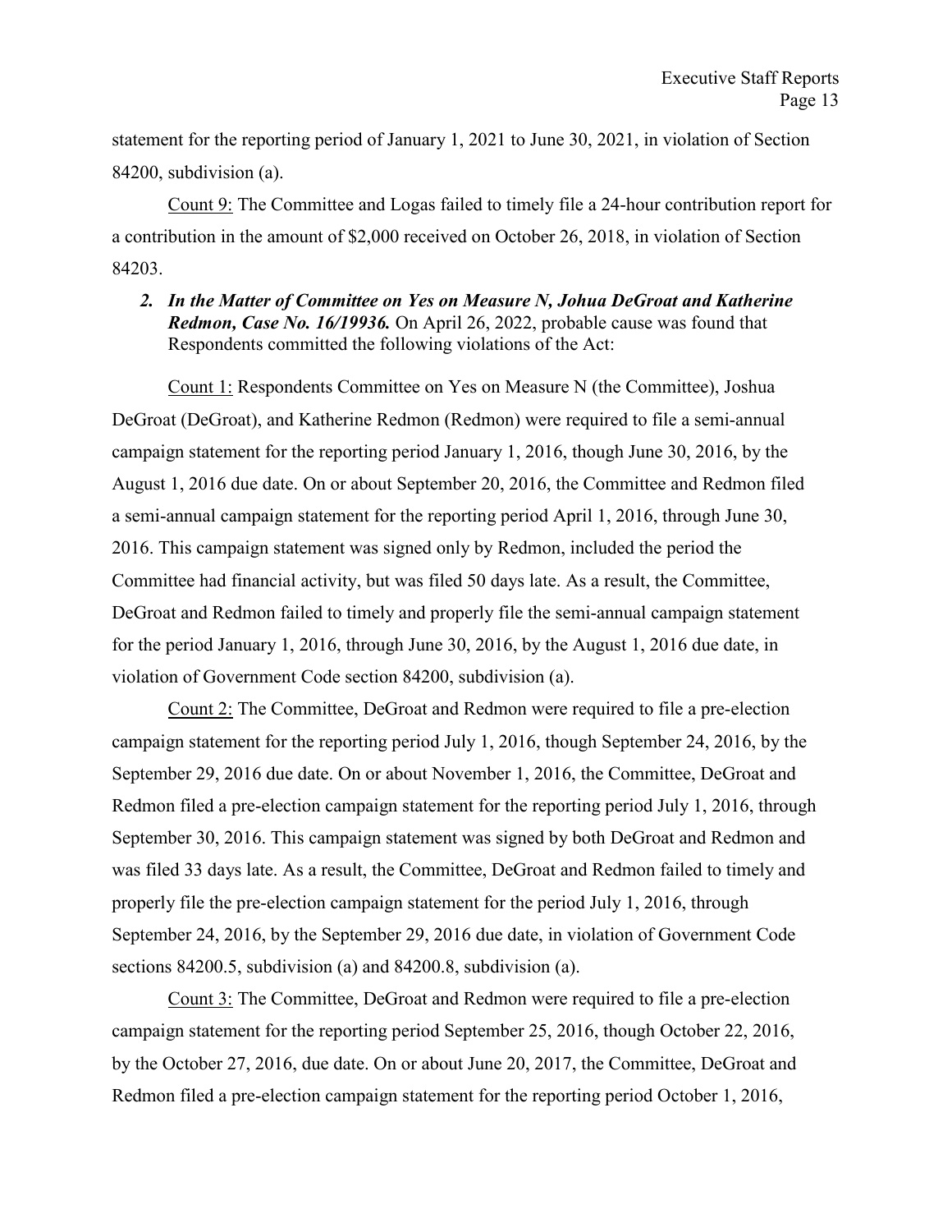statement for the reporting period of January 1, 2021 to June 30, 2021, in violation of Section 84200, subdivision (a).

Count 9: The Committee and Logas failed to timely file a 24-hour contribution report for a contribution in the amount of $2,000 received on October 26, 2018, in violation of Section 84203.

2. ***In the Matter of Committee on Yes on Measure N, Johua DeGroat and Katherine Redmon, Case No. 16/19936.*** On April 26, 2022, probable cause was found that Respondents committed the following violations of the Act:

Count 1: Respondents Committee on Yes on Measure N (the Committee), Joshua DeGroat (DeGroat), and Katherine Redmon (Redmon) were required to file a semi-annual campaign statement for the reporting period January 1, 2016, though June 30, 2016, by the August 1, 2016 due date. On or about September 20, 2016, the Committee and Redmon filed a semi-annual campaign statement for the reporting period April 1, 2016, through June 30, 2016. This campaign statement was signed only by Redmon, included the period the Committee had financial activity, but was filed 50 days late. As a result, the Committee, DeGroat and Redmon failed to timely and properly file the semi-annual campaign statement for the period January 1, 2016, through June 30, 2016, by the August 1, 2016 due date, in violation of Government Code section 84200, subdivision (a).

Count 2: The Committee, DeGroat and Redmon were required to file a pre-election campaign statement for the reporting period July 1, 2016, though September 24, 2016, by the September 29, 2016 due date. On or about November 1, 2016, the Committee, DeGroat and Redmon filed a pre-election campaign statement for the reporting period July 1, 2016, through September 30, 2016. This campaign statement was signed by both DeGroat and Redmon and was filed 33 days late. As a result, the Committee, DeGroat and Redmon failed to timely and properly file the pre-election campaign statement for the period July 1, 2016, through September 24, 2016, by the September 29, 2016 due date, in violation of Government Code sections 84200.5, subdivision (a) and 84200.8, subdivision (a).

Count 3: The Committee, DeGroat and Redmon were required to file a pre-election campaign statement for the reporting period September 25, 2016, though October 22, 2016, by the October 27, 2016, due date. On or about June 20, 2017, the Committee, DeGroat and Redmon filed a pre-election campaign statement for the reporting period October 1, 2016,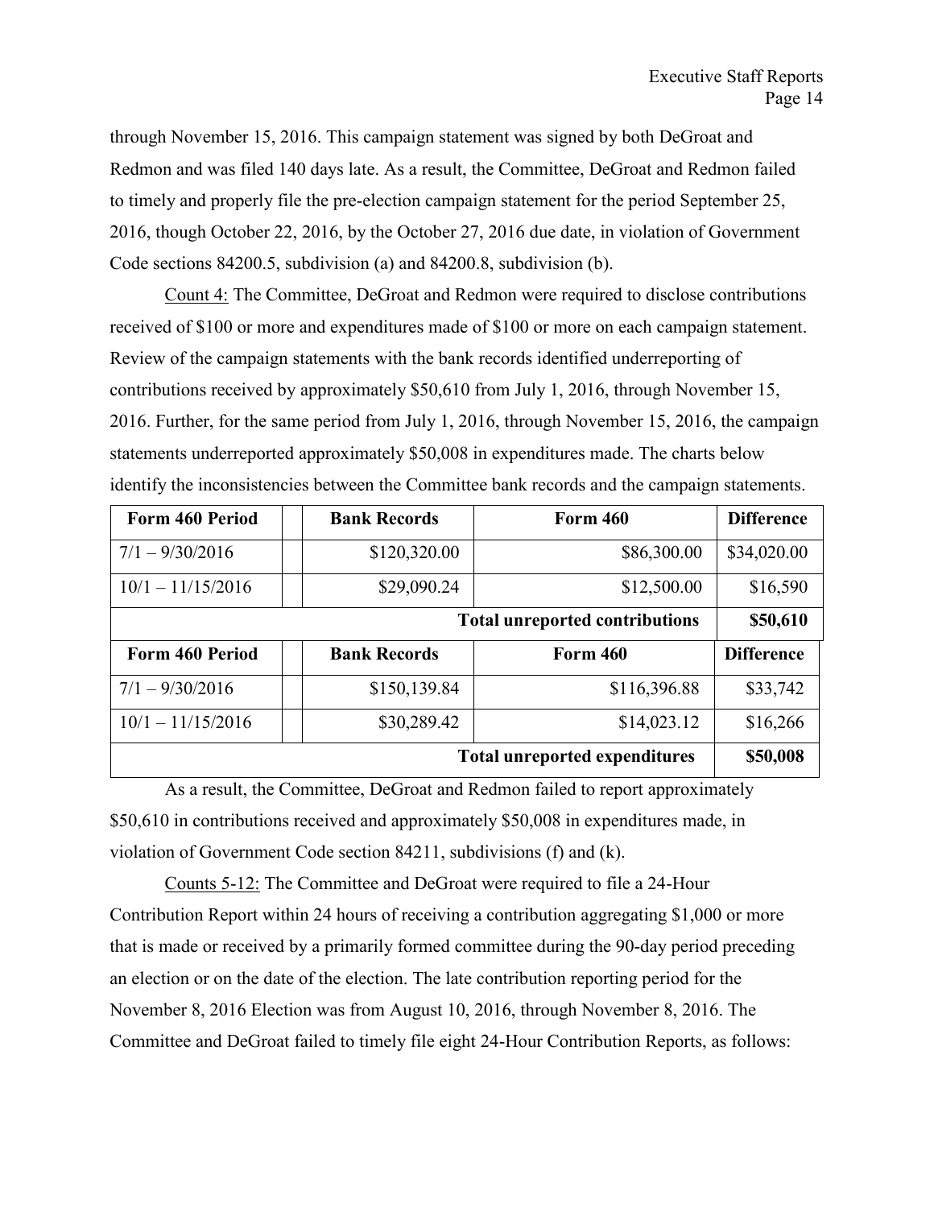through November 15, 2016. This campaign statement was signed by both DeGroat and Redmon and was filed 140 days late. As a result, the Committee, DeGroat and Redmon failed to timely and properly file the pre-election campaign statement for the period September 25, 2016, though October 22, 2016, by the October 27, 2016 due date, in violation of Government Code sections 84200.5, subdivision (a) and 84200.8, subdivision (b).

Count 4: The Committee, DeGroat and Redmon were required to disclose contributions received of $100 or more and expenditures made of $100 or more on each campaign statement. Review of the campaign statements with the bank records identified underreporting of contributions received by approximately $50,610 from July 1, 2016, through November 15, 2016. Further, for the same period from July 1, 2016, through November 15, 2016, the campaign statements underreported approximately $50,008 in expenditures made. The charts below identify the inconsistencies between the Committee bank records and the campaign statements.

| Form 460 Period | | Bank Records | Form 460 | Difference |
|---|---|---|---|---|
| 7/1 – 9/30/2016 | | $120,320.00 | $86,300.00 | $34,020.00 |
| 10/1 – 11/15/2016 | | $29,090.24 | $12,500.00 | $16,590 |
| | | | **Total unreported contributions** | **$50,610** |

| Form 460 Period | | Bank Records | Form 460 | Difference |
|---|---|---|---|---|
| 7/1 – 9/30/2016 | | $150,139.84 | $116,396.88 | $33,742 |
| 10/1 – 11/15/2016 | | $30,289.42 | $14,023.12 | $16,266 |
| | | | **Total unreported expenditures** | **$50,008** |

As a result, the Committee, DeGroat and Redmon failed to report approximately $50,610 in contributions received and approximately $50,008 in expenditures made, in violation of Government Code section 84211, subdivisions (f) and (k).

Counts 5-12: The Committee and DeGroat were required to file a 24-Hour Contribution Report within 24 hours of receiving a contribution aggregating $1,000 or more that is made or received by a primarily formed committee during the 90-day period preceding an election or on the date of the election. The late contribution reporting period for the November 8, 2016 Election was from August 10, 2016, through November 8, 2016. The Committee and DeGroat failed to timely file eight 24-Hour Contribution Reports, as follows: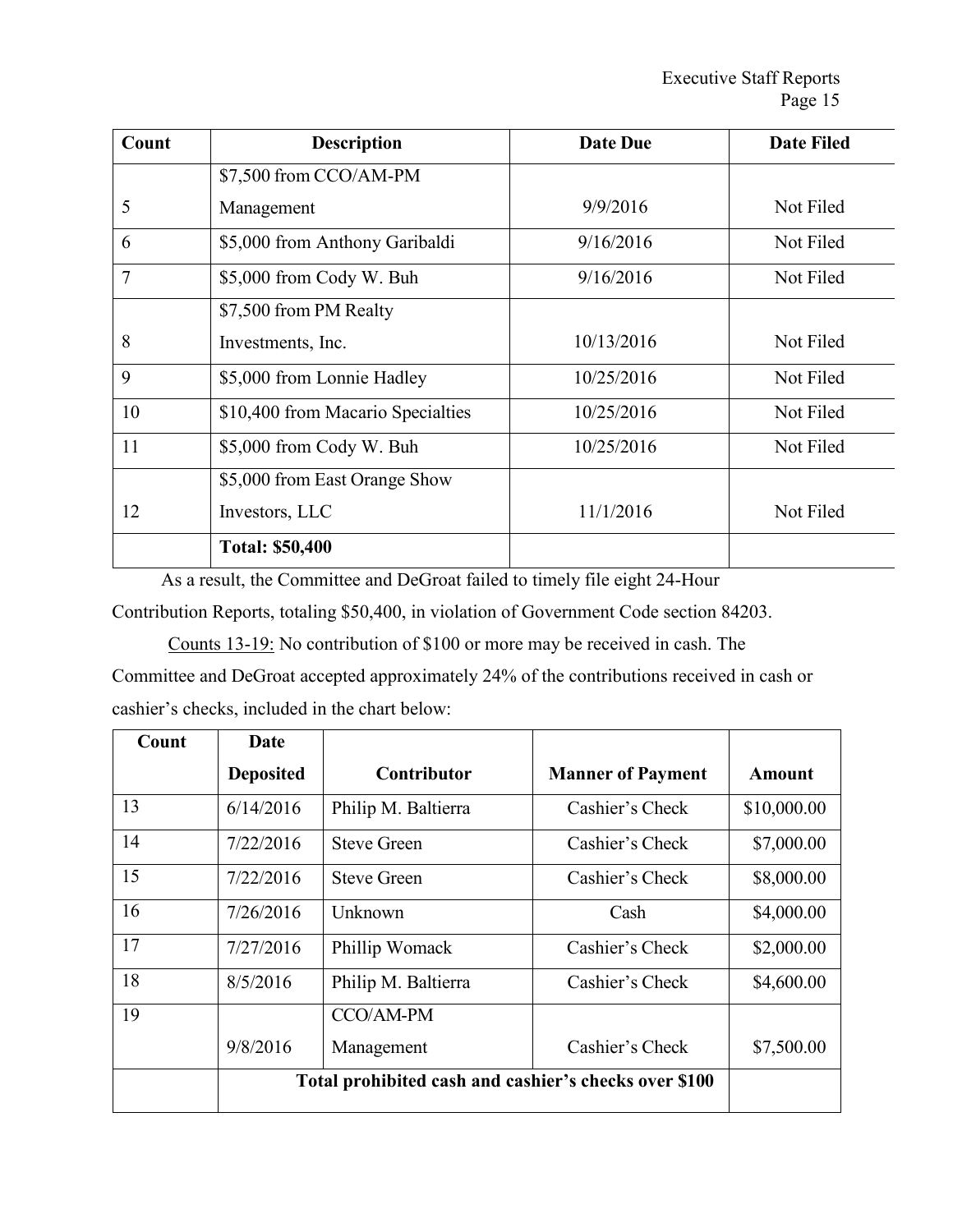| Count | Description | Date Due | Date Filed |
|---|---|---|---|
| 5 | $7,500 from CCO/AM-PM Management | 9/9/2016 | Not Filed |
| 6 | $5,000 from Anthony Garibaldi | 9/16/2016 | Not Filed |
| 7 | $5,000 from Cody W. Buh | 9/16/2016 | Not Filed |
| 8 | $7,500 from PM Realty Investments, Inc. | 10/13/2016 | Not Filed |
| 9 | $5,000 from Lonnie Hadley | 10/25/2016 | Not Filed |
| 10 | $10,400 from Macario Specialties | 10/25/2016 | Not Filed |
| 11 | $5,000 from Cody W. Buh | 10/25/2016 | Not Filed |
| 12 | $5,000 from East Orange Show Investors, LLC | 11/1/2016 | Not Filed |
| | **Total: $50,400** | | |

As a result, the Committee and DeGroat failed to timely file eight 24-Hour Contribution Reports, totaling $50,400, in violation of Government Code section 84203.

Counts 13-19: No contribution of $100 or more may be received in cash. The Committee and DeGroat accepted approximately 24% of the contributions received in cash or cashier's checks, included in the chart below:

| Count | Date Deposited | Contributor | Manner of Payment | Amount |
|---|---|---|---|---|
| 13 | 6/14/2016 | Philip M. Baltierra | Cashier's Check | $10,000.00 |
| 14 | 7/22/2016 | Steve Green | Cashier's Check | $7,000.00 |
| 15 | 7/22/2016 | Steve Green | Cashier's Check | $8,000.00 |
| 16 | 7/26/2016 | Unknown | Cash | $4,000.00 |
| 17 | 7/27/2016 | Phillip Womack | Cashier's Check | $2,000.00 |
| 18 | 8/5/2016 | Philip M. Baltierra | Cashier's Check | $4,600.00 |
| 19 | 9/8/2016 | CCO/AM-PM Management | Cashier's Check | $7,500.00 |
| | **Total prohibited cash and cashier's checks over $100** | | | |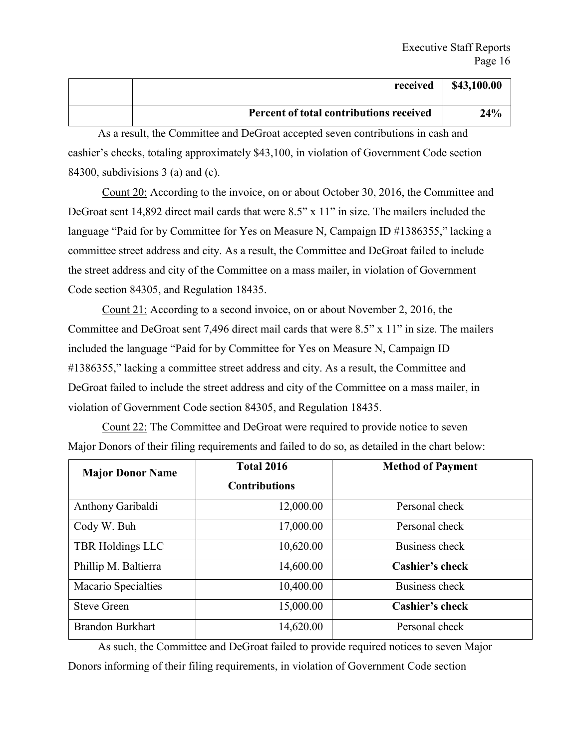| | received | $43,100.00 |
|---|---|---|
| | **Percent of total contributions received** | **24%** |

As a result, the Committee and DeGroat accepted seven contributions in cash and cashier's checks, totaling approximately $43,100, in violation of Government Code section 84300, subdivisions 3 (a) and (c).

Count 20: According to the invoice, on or about October 30, 2016, the Committee and DeGroat sent 14,892 direct mail cards that were 8.5" x 11" in size. The mailers included the language "Paid for by Committee for Yes on Measure N, Campaign ID #1386355," lacking a committee street address and city. As a result, the Committee and DeGroat failed to include the street address and city of the Committee on a mass mailer, in violation of Government Code section 84305, and Regulation 18435.

Count 21: According to a second invoice, on or about November 2, 2016, the Committee and DeGroat sent 7,496 direct mail cards that were 8.5" x 11" in size. The mailers included the language "Paid for by Committee for Yes on Measure N, Campaign ID #1386355," lacking a committee street address and city. As a result, the Committee and DeGroat failed to include the street address and city of the Committee on a mass mailer, in violation of Government Code section 84305, and Regulation 18435.

Count 22: The Committee and DeGroat were required to provide notice to seven Major Donors of their filing requirements and failed to do so, as detailed in the chart below:

| Major Donor Name | Total 2016 Contributions | Method of Payment |
|---|---|---|
| Anthony Garibaldi | 12,000.00 | Personal check |
| Cody W. Buh | 17,000.00 | Personal check |
| TBR Holdings LLC | 10,620.00 | Business check |
| Phillip M. Baltierra | 14,600.00 | **Cashier's check** |
| Macario Specialties | 10,400.00 | Business check |
| Steve Green | 15,000.00 | **Cashier's check** |
| Brandon Burkhart | 14,620.00 | Personal check |

As such, the Committee and DeGroat failed to provide required notices to seven Major Donors informing of their filing requirements, in violation of Government Code section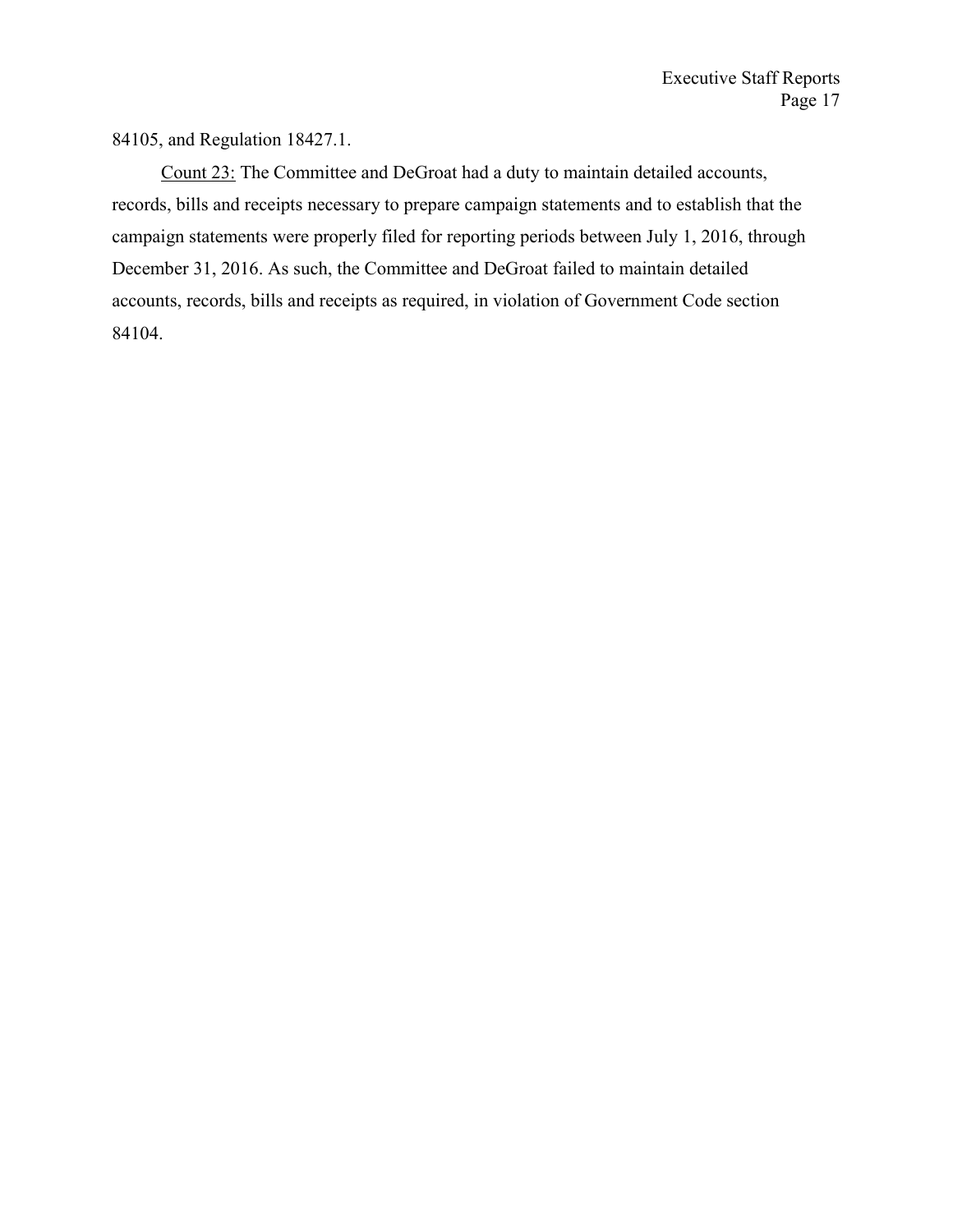84105, and Regulation 18427.1.

<u>Count 23:</u> The Committee and DeGroat had a duty to maintain detailed accounts, records, bills and receipts necessary to prepare campaign statements and to establish that the campaign statements were properly filed for reporting periods between July 1, 2016, through December 31, 2016. As such, the Committee and DeGroat failed to maintain detailed accounts, records, bills and receipts as required, in violation of Government Code section 84104.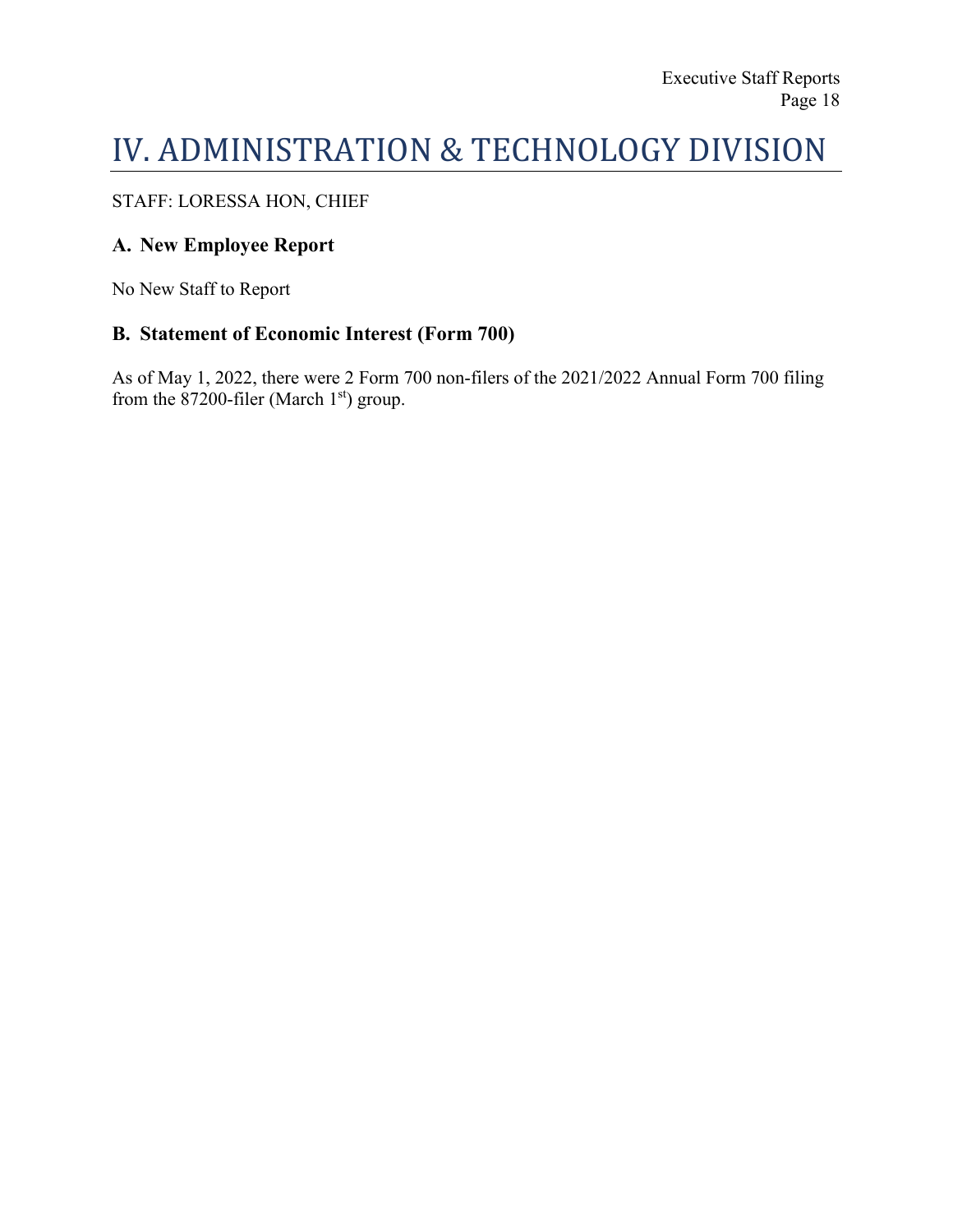# IV. ADMINISTRATION & TECHNOLOGY DIVISION

STAFF: LORESSA HON, CHIEF

### A. New Employee Report

No New Staff to Report

### B. Statement of Economic Interest (Form 700)

As of May 1, 2022, there were 2 Form 700 non-filers of the 2021/2022 Annual Form 700 filing from the 87200-filer (March 1st) group.